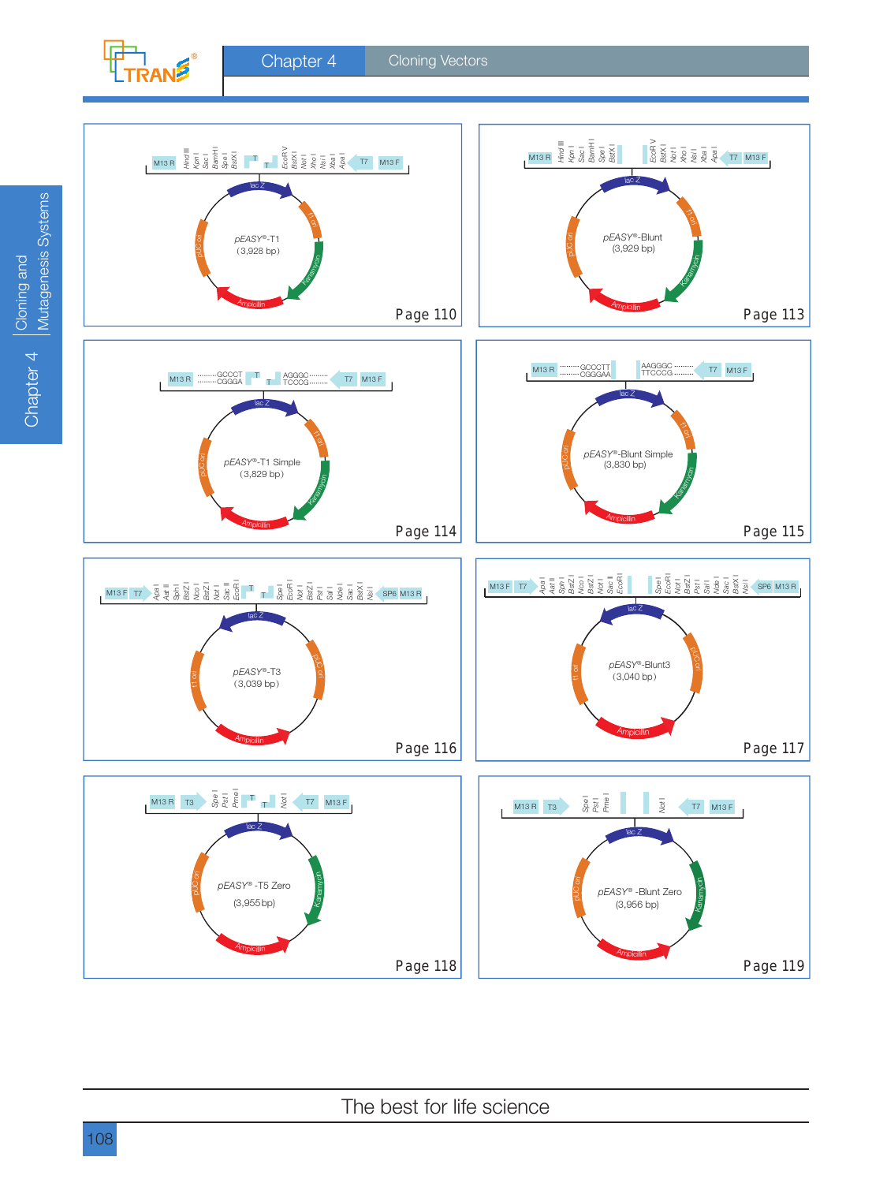pEASY®-T1 (3,928 bp)

M13 R | Hind III | Kpn I | Sac I | BamH I | Spe I | BstX I | T | T | EcoR V | BstX I | Not I | Xho I | Nsi I | Xba I | Apa I | T7 | M13 F

lac Z, f1 ori, Kanamycin, Ampicillin, pUC ori

Page 110

pEASY®-Blunt (3,929 bp)

M13 R | Hind III | Kpn I | Sac I | BamH I | Spe I | BstX I | EcoR V | BstX I | Not I | Xho I | Nsi I | Xba I | Apa I | T7 | M13 F

lac Z, f1 ori, Kanamycin, Ampicillin, pUC ori

Page 113

pEASY®-T1 Simple (3,829 bp)

M13 R | GCCCT / CGGGA | T | T | AGGGC / TCCCG | T7 | M13 F

lac Z, f1 ori, Kanamycin, Ampicillin, pUC ori

Page 114

pEASY®-Blunt Simple (3,830 bp)

M13 R | GCCCTT / CGGGAA | AAGGGC / TTCCCG | T7 | M13 F

lac Z, f1 ori, Kanamycin, Ampicillin, pUC ori

Page 115

pEASY®-T3 (3,039 bp)

M13 F | T7 | Apa I | Aat II | Sph I | BstZ I | Nco I | BstZ I | Not I | Sac II | EcoR I | T | T | Spe I | EcoR I | Not I | BstZ I | Pst I | Sal I | Nde I | Sac I | BstX I | Nsi I | SP6 | M13 R

lac Z, pUC ori, Ampicillin, f1 ori

Page 116

pEASY®-Blunt3 (3,040 bp)

M13 F | T7 | Apa I | Aat II | Sph I | BstZ I | Nco I | BstZ I | Not I | Sac II | EcoR I | Spe I | EcoR I | Not I | BstZ I | Pst I | Sal I | Nde I | Sac I | BstX I | Nsi I | SP6 | M13 R

lac Z, pUC ori, Ampicillin, f1 ori

Page 117

pEASY® -T5 Zero (3,955 bp)

M13 R | T3 | Spe I | Pst I | Pme I | T | T | Not I | T7 | M13 F

lac Z, Kanamycin, Ampicillin, pUC ori

Page 118

pEASY® -Blunt Zero (3,956 bp)

M13 R | T3 | Spe I | Pst I | Pme I | Not I | T7 | M13 F

lac Z, Kanamycin, Ampicillin, pUC ori

Page 119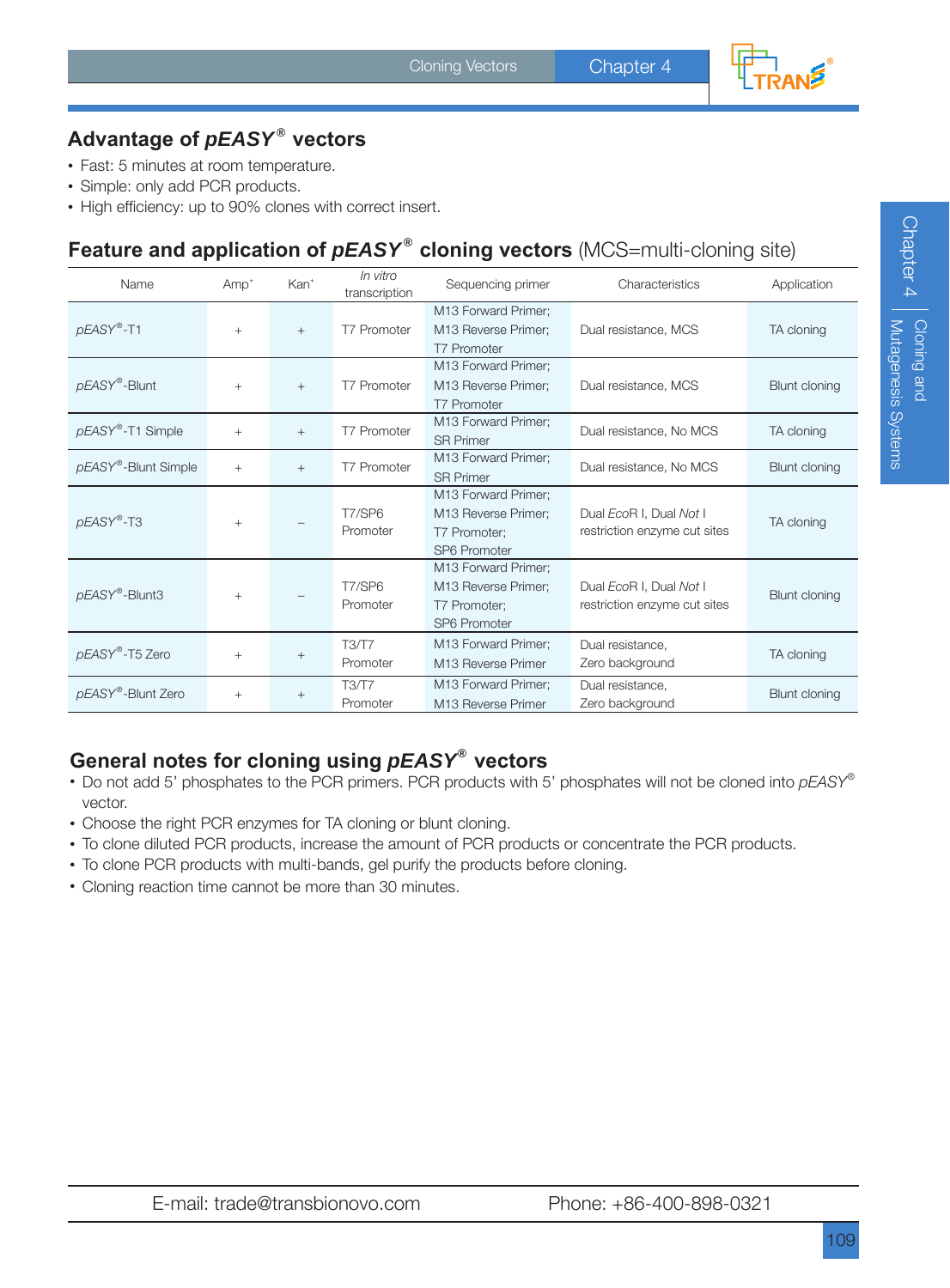## Advantage of *pEASY*® vectors

- Fast: 5 minutes at room temperature.
- Simple: only add PCR products.
- High efficiency: up to 90% clones with correct insert.

## Feature and application of *pEASY*® cloning vectors (MCS=multi-cloning site)

| Name | Amp+ | Kan+ | *In vitro* transcription | Sequencing primer | Characteristics | Application |
|---|---|---|---|---|---|---|
| *pEASY*®-T1 | + | + | T7 Promoter | M13 Forward Primer; M13 Reverse Primer; T7 Promoter | Dual resistance, MCS | TA cloning |
| *pEASY*®-Blunt | + | + | T7 Promoter | M13 Forward Primer; M13 Reverse Primer; T7 Promoter | Dual resistance, MCS | Blunt cloning |
| *pEASY*®-T1 Simple | + | + | T7 Promoter | M13 Forward Primer; SR Primer | Dual resistance, No MCS | TA cloning |
| *pEASY*®-Blunt Simple | + | + | T7 Promoter | M13 Forward Primer; SR Primer | Dual resistance, No MCS | Blunt cloning |
| *pEASY*®-T3 | + | – | T7/SP6 Promoter | M13 Forward Primer; M13 Reverse Primer; T7 Promoter; SP6 Promoter | Dual *EcoR* I, Dual *Not* I restriction enzyme cut sites | TA cloning |
| *pEASY*®-Blunt3 | + | – | T7/SP6 Promoter | M13 Forward Primer; M13 Reverse Primer; T7 Promoter; SP6 Promoter | Dual *EcoR* I, Dual *Not* I restriction enzyme cut sites | Blunt cloning |
| *pEASY*®-T5 Zero | + | + | T3/T7 Promoter | M13 Forward Primer; M13 Reverse Primer | Dual resistance, Zero background | TA cloning |
| *pEASY*®-Blunt Zero | + | + | T3/T7 Promoter | M13 Forward Primer; M13 Reverse Primer | Dual resistance, Zero background | Blunt cloning |

## General notes for cloning using *pEASY*® vectors

- Do not add 5' phosphates to the PCR primers. PCR products with 5' phosphates will not be cloned into *pEASY*® vector.
- Choose the right PCR enzymes for TA cloning or blunt cloning.
- To clone diluted PCR products, increase the amount of PCR products or concentrate the PCR products.
- To clone PCR products with multi-bands, gel purify the products before cloning.
- Cloning reaction time cannot be more than 30 minutes.